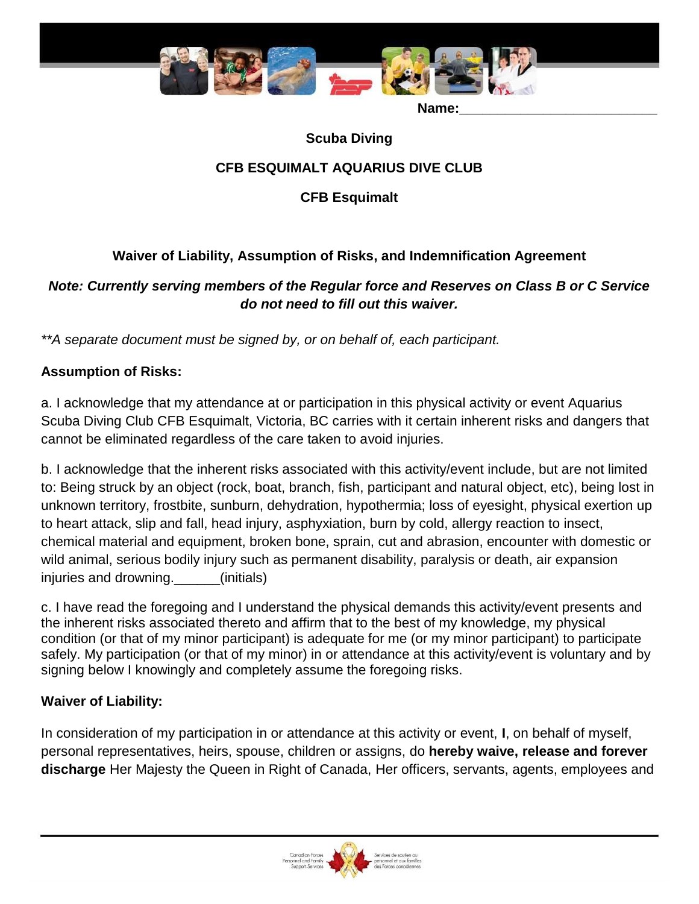Name:___________________________

**Scuba Diving**

**CFB ESQUIMALT AQUARIUS DIVE CLUB**

**CFB Esquimalt**

**Waiver of Liability, Assumption of Risks, and Indemnification Agreement**

***Note: Currently serving members of the Regular force and Reserves on Class B or C Service do not need to fill out this waiver.***

*\*\*A separate document must be signed by, or on behalf of, each participant.*

**Assumption of Risks:**

a. I acknowledge that my attendance at or participation in this physical activity or event Aquarius Scuba Diving Club CFB Esquimalt, Victoria, BC carries with it certain inherent risks and dangers that cannot be eliminated regardless of the care taken to avoid injuries.

b. I acknowledge that the inherent risks associated with this activity/event include, but are not limited to: Being struck by an object (rock, boat, branch, fish, participant and natural object, etc), being lost in unknown territory, frostbite, sunburn, dehydration, hypothermia; loss of eyesight, physical exertion up to heart attack, slip and fall, head injury, asphyxiation, burn by cold, allergy reaction to insect, chemical material and equipment, broken bone, sprain, cut and abrasion, encounter with domestic or wild animal, serious bodily injury such as permanent disability, paralysis or death, air expansion injuries and drowning.______(initials)

c. I have read the foregoing and I understand the physical demands this activity/event presents and the inherent risks associated thereto and affirm that to the best of my knowledge, my physical condition (or that of my minor participant) is adequate for me (or my minor participant) to participate safely. My participation (or that of my minor) in or attendance at this activity/event is voluntary and by signing below I knowingly and completely assume the foregoing risks.

**Waiver of Liability:**

In consideration of my participation in or attendance at this activity or event, **I**, on behalf of myself, personal representatives, heirs, spouse, children or assigns, do **hereby waive, release and forever discharge** Her Majesty the Queen in Right of Canada, Her officers, servants, agents, employees and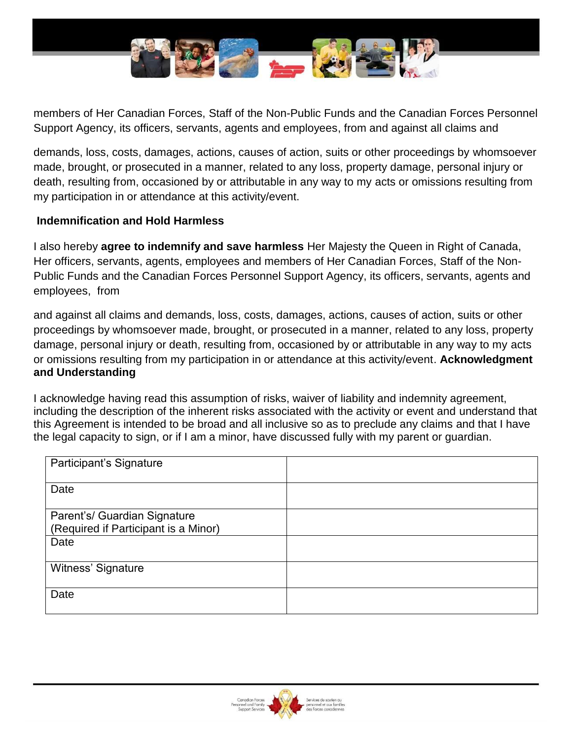members of Her Canadian Forces, Staff of the Non-Public Funds and the Canadian Forces Personnel Support Agency, its officers, servants, agents and employees, from and against all claims and

demands, loss, costs, damages, actions, causes of action, suits or other proceedings by whomsoever made, brought, or prosecuted in a manner, related to any loss, property damage, personal injury or death, resulting from, occasioned by or attributable in any way to my acts or omissions resulting from my participation in or attendance at this activity/event.

**Indemnification and Hold Harmless**

I also hereby **agree to indemnify and save harmless** Her Majesty the Queen in Right of Canada, Her officers, servants, agents, employees and members of Her Canadian Forces, Staff of the Non-Public Funds and the Canadian Forces Personnel Support Agency, its officers, servants, agents and employees, from

and against all claims and demands, loss, costs, damages, actions, causes of action, suits or other proceedings by whomsoever made, brought, or prosecuted in a manner, related to any loss, property damage, personal injury or death, resulting from, occasioned by or attributable in any way to my acts or omissions resulting from my participation in or attendance at this activity/event.

**Acknowledgment and Understanding**

I acknowledge having read this assumption of risks, waiver of liability and indemnity agreement, including the description of the inherent risks associated with the activity or event and understand that this Agreement is intended to be broad and all inclusive so as to preclude any claims and that I have the legal capacity to sign, or if I am a minor, have discussed fully with my parent or guardian.

| | |
|---|---|
| Participant's Signature | |
| Date | |
| Parent's/ Guardian Signature (Required if Participant is a Minor) | |
| Date | |
| Witness' Signature | |
| Date | |